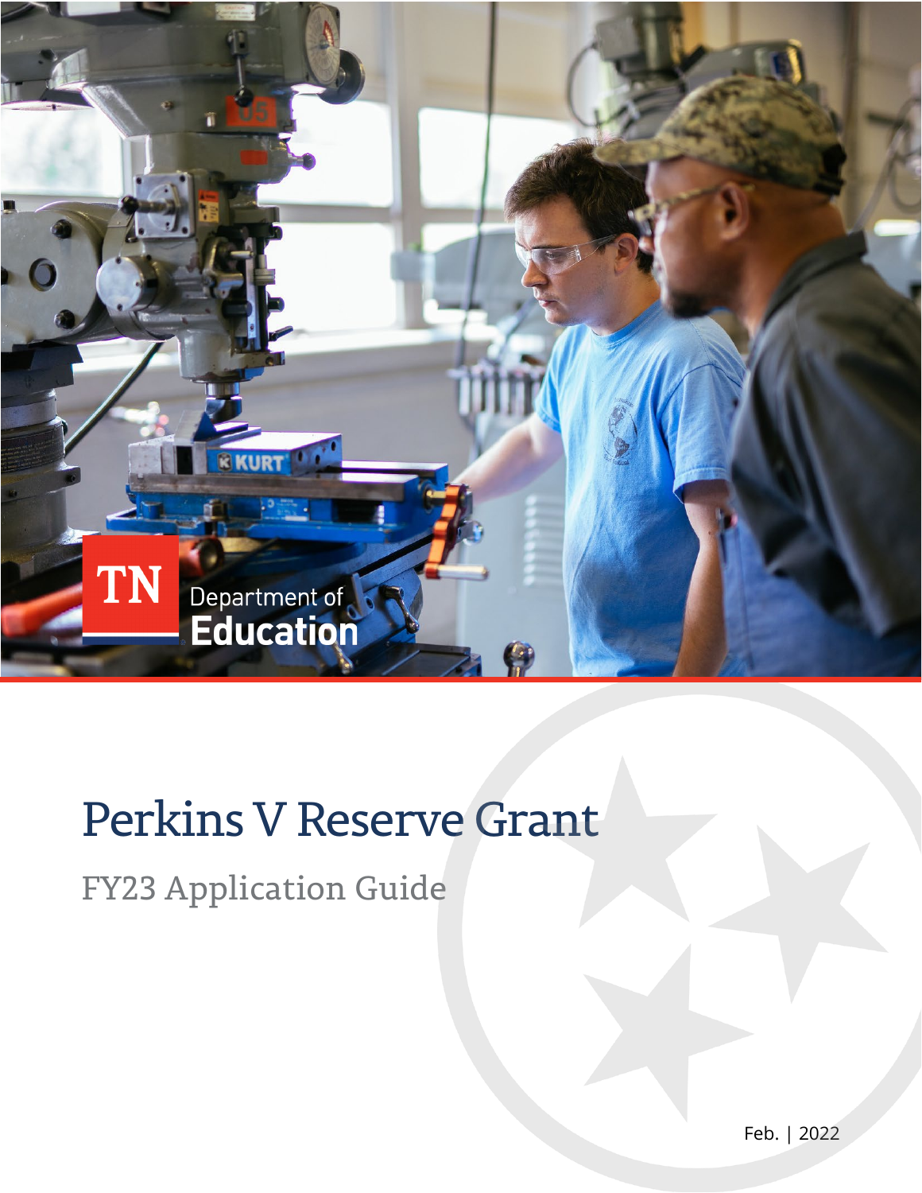TN Department of Education

# Perkins V Reserve Grant

## FY23 Application Guide

Feb. | 2022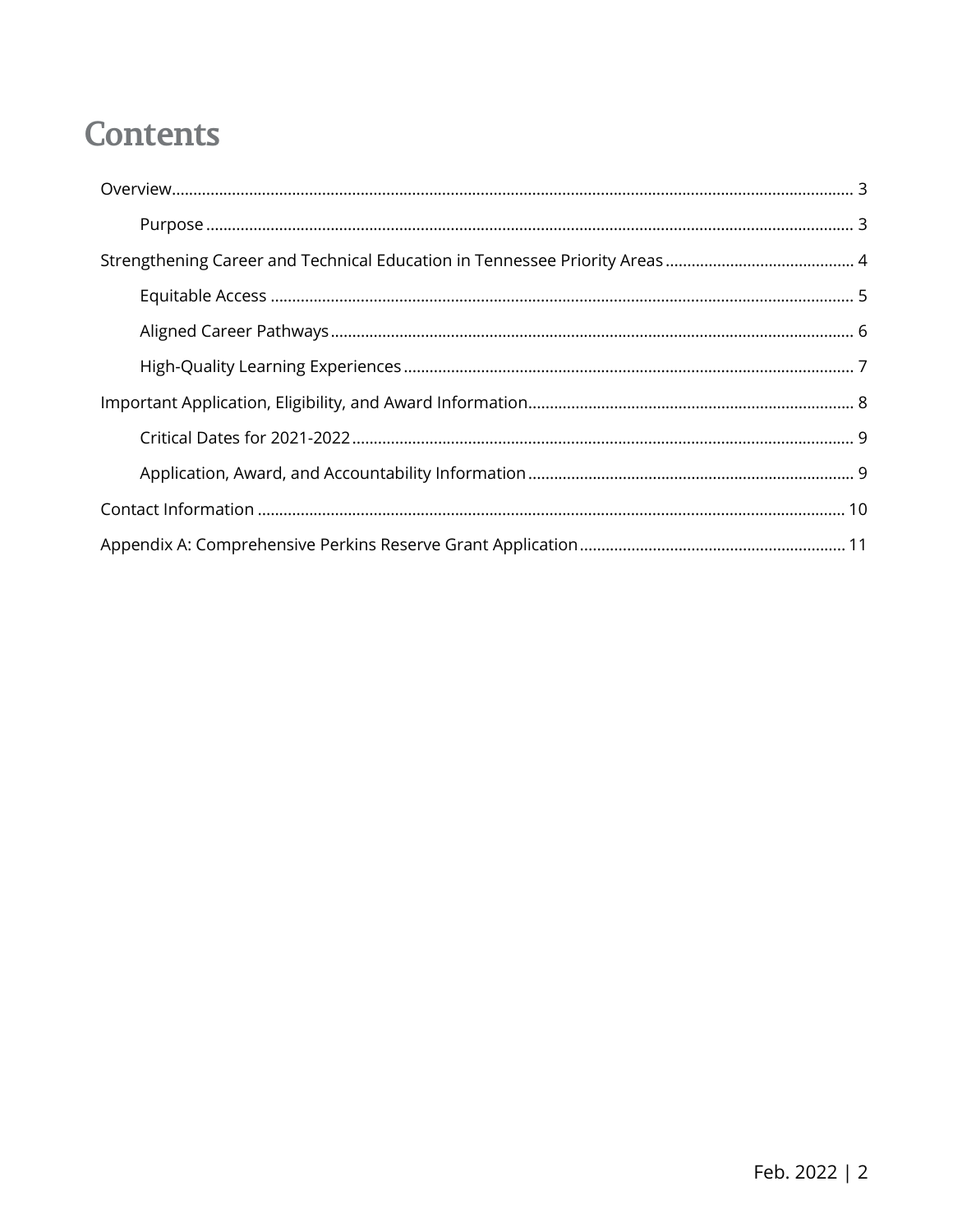# Contents

- Overview ... 3
  - Purpose ... 3
- Strengthening Career and Technical Education in Tennessee Priority Areas ... 4
  - Equitable Access ... 5
  - Aligned Career Pathways ... 6
  - High-Quality Learning Experiences ... 7
- Important Application, Eligibility, and Award Information ... 8
  - Critical Dates for 2021-2022 ... 9
  - Application, Award, and Accountability Information ... 9
- Contact Information ... 10
- Appendix A: Comprehensive Perkins Reserve Grant Application ... 11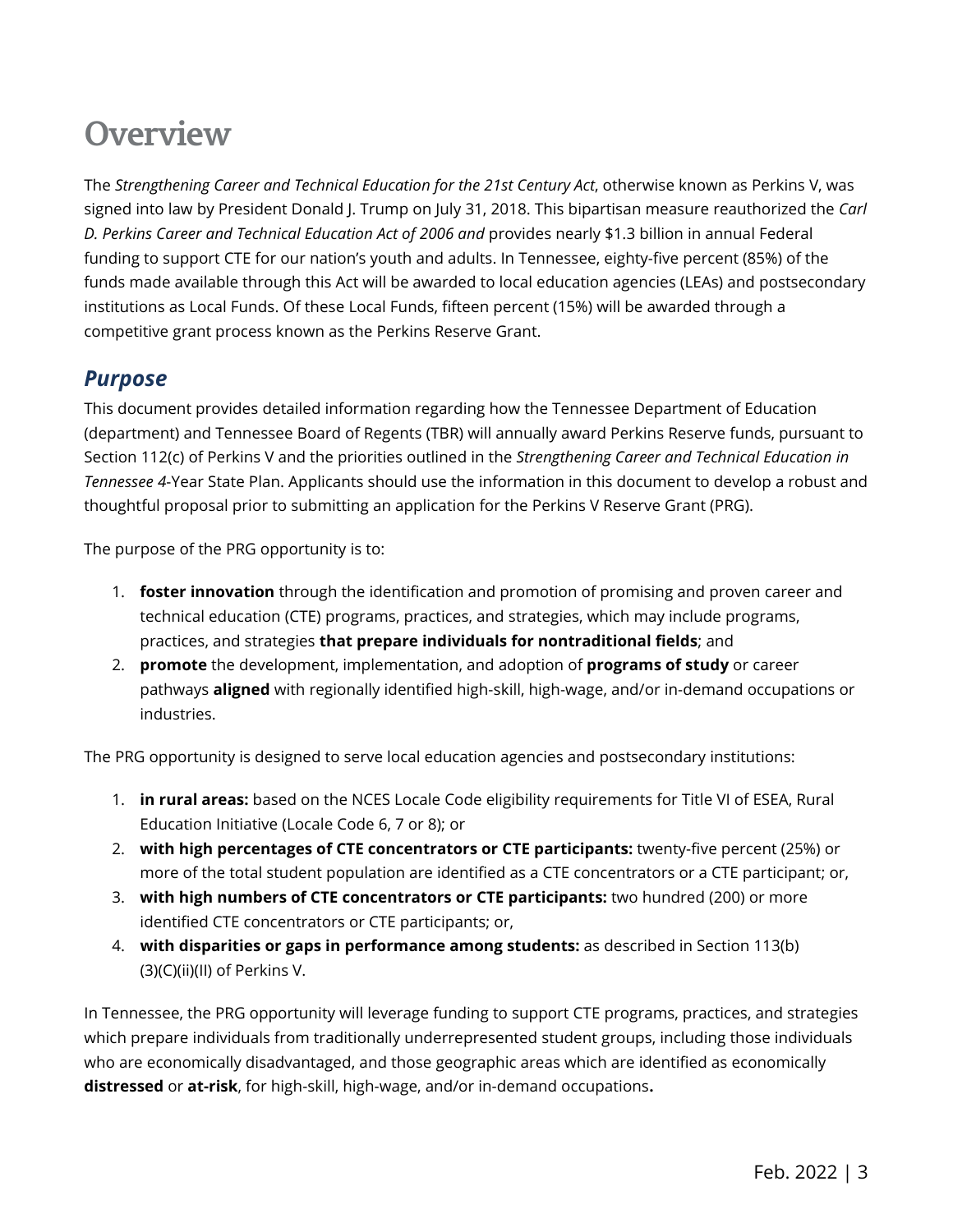# Overview

The *Strengthening Career and Technical Education for the 21st Century Act*, otherwise known as Perkins V, was signed into law by President Donald J. Trump on July 31, 2018. This bipartisan measure reauthorized the *Carl D. Perkins Career and Technical Education Act of 2006 and* provides nearly $1.3 billion in annual Federal funding to support CTE for our nation's youth and adults. In Tennessee, eighty-five percent (85%) of the funds made available through this Act will be awarded to local education agencies (LEAs) and postsecondary institutions as Local Funds. Of these Local Funds, fifteen percent (15%) will be awarded through a competitive grant process known as the Perkins Reserve Grant.

## *Purpose*

This document provides detailed information regarding how the Tennessee Department of Education (department) and Tennessee Board of Regents (TBR) will annually award Perkins Reserve funds, pursuant to Section 112(c) of Perkins V and the priorities outlined in the *Strengthening Career and Technical Education in Tennessee 4*-Year State Plan. Applicants should use the information in this document to develop a robust and thoughtful proposal prior to submitting an application for the Perkins V Reserve Grant (PRG).

The purpose of the PRG opportunity is to:

1. **foster innovation** through the identification and promotion of promising and proven career and technical education (CTE) programs, practices, and strategies, which may include programs, practices, and strategies **that prepare individuals for nontraditional fields**; and
2. **promote** the development, implementation, and adoption of **programs of study** or career pathways **aligned** with regionally identified high-skill, high-wage, and/or in-demand occupations or industries.

The PRG opportunity is designed to serve local education agencies and postsecondary institutions:

1. **in rural areas:** based on the NCES Locale Code eligibility requirements for Title VI of ESEA, Rural Education Initiative (Locale Code 6, 7 or 8); or
2. **with high percentages of CTE concentrators or CTE participants:** twenty-five percent (25%) or more of the total student population are identified as a CTE concentrators or a CTE participant; or,
3. **with high numbers of CTE concentrators or CTE participants:** two hundred (200) or more identified CTE concentrators or CTE participants; or,
4. **with disparities or gaps in performance among students:** as described in Section 113(b)(3)(C)(ii)(II) of Perkins V.

In Tennessee, the PRG opportunity will leverage funding to support CTE programs, practices, and strategies which prepare individuals from traditionally underrepresented student groups, including those individuals who are economically disadvantaged, and those geographic areas which are identified as economically **distressed** or **at-risk**, for high-skill, high-wage, and/or in-demand occupations**.**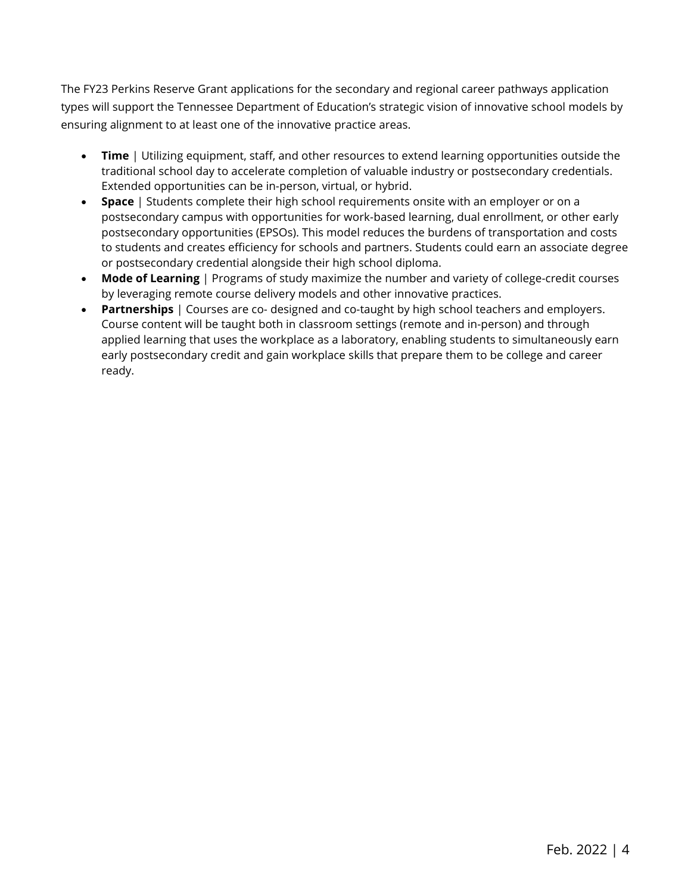The FY23 Perkins Reserve Grant applications for the secondary and regional career pathways application types will support the Tennessee Department of Education's strategic vision of innovative school models by ensuring alignment to at least one of the innovative practice areas.

- **Time** | Utilizing equipment, staff, and other resources to extend learning opportunities outside the traditional school day to accelerate completion of valuable industry or postsecondary credentials. Extended opportunities can be in-person, virtual, or hybrid.
- **Space** | Students complete their high school requirements onsite with an employer or on a postsecondary campus with opportunities for work-based learning, dual enrollment, or other early postsecondary opportunities (EPSOs). This model reduces the burdens of transportation and costs to students and creates efficiency for schools and partners. Students could earn an associate degree or postsecondary credential alongside their high school diploma.
- **Mode of Learning** | Programs of study maximize the number and variety of college-credit courses by leveraging remote course delivery models and other innovative practices.
- **Partnerships** | Courses are co- designed and co-taught by high school teachers and employers. Course content will be taught both in classroom settings (remote and in-person) and through applied learning that uses the workplace as a laboratory, enabling students to simultaneously earn early postsecondary credit and gain workplace skills that prepare them to be college and career ready.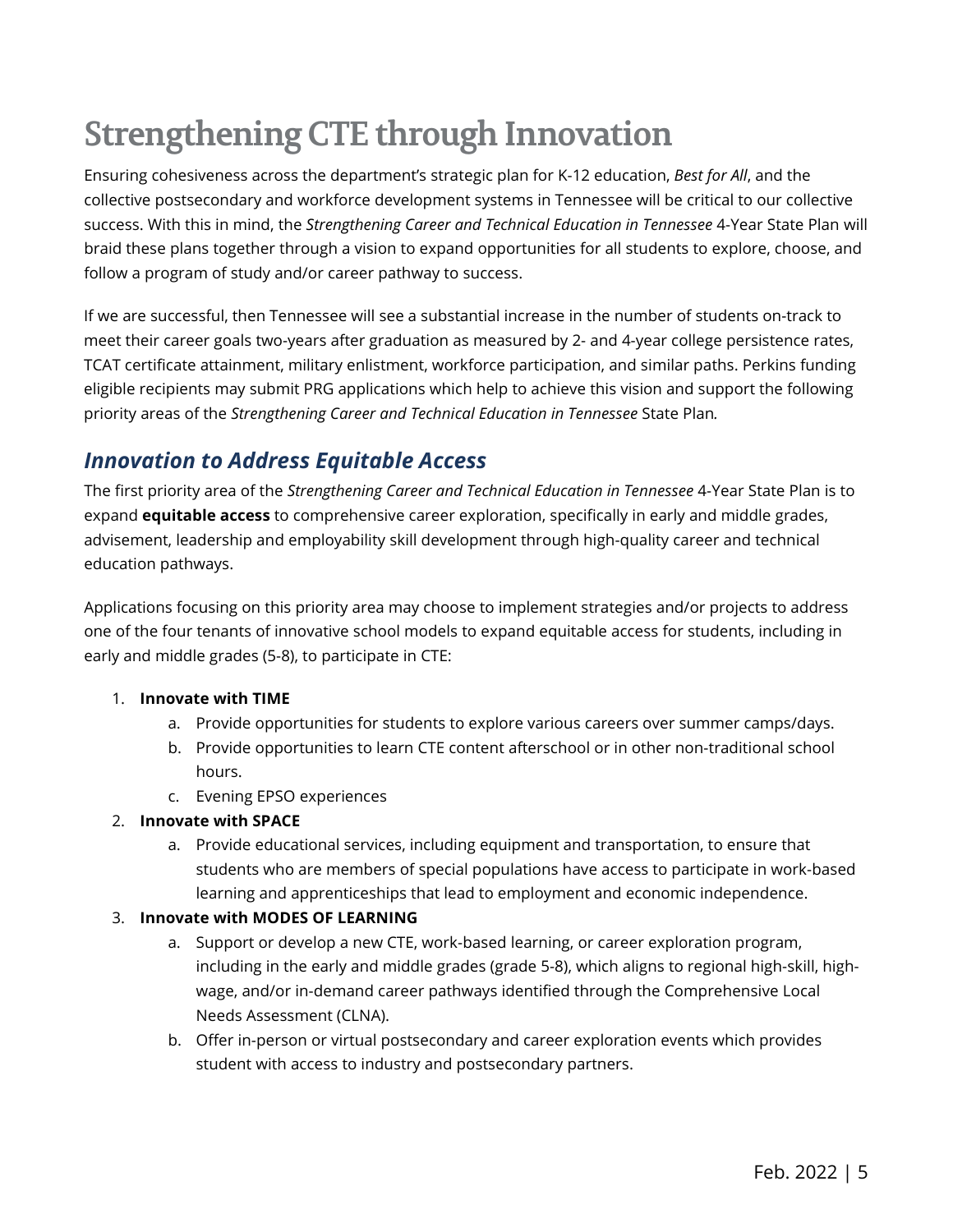# Strengthening CTE through Innovation

Ensuring cohesiveness across the department's strategic plan for K-12 education, *Best for All*, and the collective postsecondary and workforce development systems in Tennessee will be critical to our collective success. With this in mind, the *Strengthening Career and Technical Education in Tennessee* 4-Year State Plan will braid these plans together through a vision to expand opportunities for all students to explore, choose, and follow a program of study and/or career pathway to success.

If we are successful, then Tennessee will see a substantial increase in the number of students on-track to meet their career goals two-years after graduation as measured by 2- and 4-year college persistence rates, TCAT certificate attainment, military enlistment, workforce participation, and similar paths. Perkins funding eligible recipients may submit PRG applications which help to achieve this vision and support the following priority areas of the *Strengthening Career and Technical Education in Tennessee* State Plan.

## *Innovation to Address Equitable Access*

The first priority area of the *Strengthening Career and Technical Education in Tennessee* 4-Year State Plan is to expand **equitable access** to comprehensive career exploration, specifically in early and middle grades, advisement, leadership and employability skill development through high-quality career and technical education pathways.

Applications focusing on this priority area may choose to implement strategies and/or projects to address one of the four tenants of innovative school models to expand equitable access for students, including in early and middle grades (5-8), to participate in CTE:

1. **Innovate with TIME**
    a. Provide opportunities for students to explore various careers over summer camps/days.
    b. Provide opportunities to learn CTE content afterschool or in other non-traditional school hours.
    c. Evening EPSO experiences
2. **Innovate with SPACE**
    a. Provide educational services, including equipment and transportation, to ensure that students who are members of special populations have access to participate in work-based learning and apprenticeships that lead to employment and economic independence.
3. **Innovate with MODES OF LEARNING**
    a. Support or develop a new CTE, work-based learning, or career exploration program, including in the early and middle grades (grade 5-8), which aligns to regional high-skill, high-wage, and/or in-demand career pathways identified through the Comprehensive Local Needs Assessment (CLNA).
    b. Offer in-person or virtual postsecondary and career exploration events which provides student with access to industry and postsecondary partners.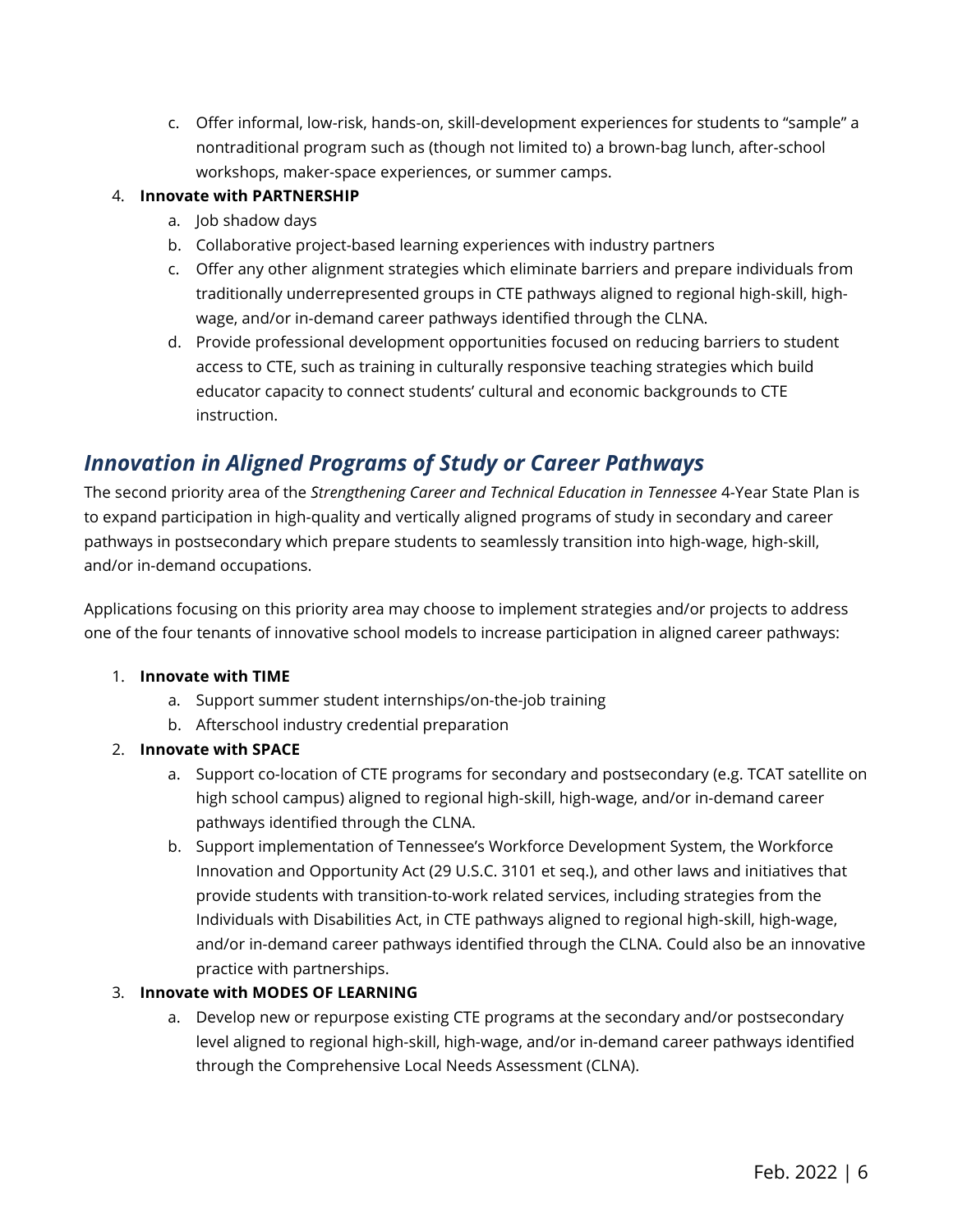c. Offer informal, low-risk, hands-on, skill-development experiences for students to "sample" a nontraditional program such as (though not limited to) a brown-bag lunch, after-school workshops, maker-space experiences, or summer camps.

4. **Innovate with PARTNERSHIP**
    a. Job shadow days
    b. Collaborative project-based learning experiences with industry partners
    c. Offer any other alignment strategies which eliminate barriers and prepare individuals from traditionally underrepresented groups in CTE pathways aligned to regional high-skill, high-wage, and/or in-demand career pathways identified through the CLNA.
    d. Provide professional development opportunities focused on reducing barriers to student access to CTE, such as training in culturally responsive teaching strategies which build educator capacity to connect students' cultural and economic backgrounds to CTE instruction.

## *Innovation in Aligned Programs of Study or Career Pathways*

The second priority area of the *Strengthening Career and Technical Education in Tennessee* 4-Year State Plan is to expand participation in high-quality and vertically aligned programs of study in secondary and career pathways in postsecondary which prepare students to seamlessly transition into high-wage, high-skill, and/or in-demand occupations.

Applications focusing on this priority area may choose to implement strategies and/or projects to address one of the four tenants of innovative school models to increase participation in aligned career pathways:

1. **Innovate with TIME**
    a. Support summer student internships/on-the-job training
    b. Afterschool industry credential preparation
2. **Innovate with SPACE**
    a. Support co-location of CTE programs for secondary and postsecondary (e.g. TCAT satellite on high school campus) aligned to regional high-skill, high-wage, and/or in-demand career pathways identified through the CLNA.
    b. Support implementation of Tennessee's Workforce Development System, the Workforce Innovation and Opportunity Act (29 U.S.C. 3101 et seq.), and other laws and initiatives that provide students with transition-to-work related services, including strategies from the Individuals with Disabilities Act, in CTE pathways aligned to regional high-skill, high-wage, and/or in-demand career pathways identified through the CLNA. Could also be an innovative practice with partnerships.
3. **Innovate with MODES OF LEARNING**
    a. Develop new or repurpose existing CTE programs at the secondary and/or postsecondary level aligned to regional high-skill, high-wage, and/or in-demand career pathways identified through the Comprehensive Local Needs Assessment (CLNA).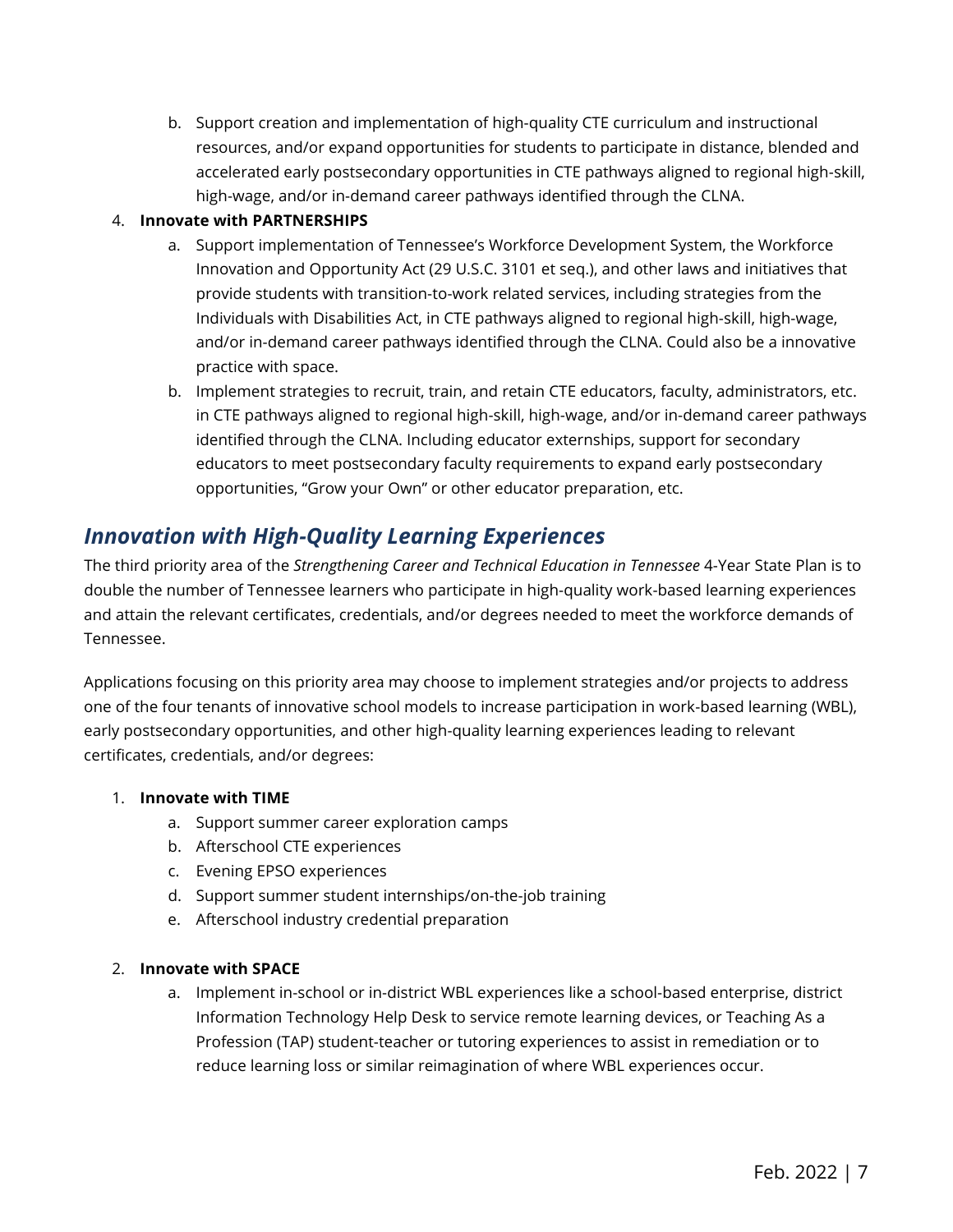b. Support creation and implementation of high-quality CTE curriculum and instructional resources, and/or expand opportunities for students to participate in distance, blended and accelerated early postsecondary opportunities in CTE pathways aligned to regional high-skill, high-wage, and/or in-demand career pathways identified through the CLNA.

4. **Innovate with PARTNERSHIPS**
   a. Support implementation of Tennessee's Workforce Development System, the Workforce Innovation and Opportunity Act (29 U.S.C. 3101 et seq.), and other laws and initiatives that provide students with transition-to-work related services, including strategies from the Individuals with Disabilities Act, in CTE pathways aligned to regional high-skill, high-wage, and/or in-demand career pathways identified through the CLNA. Could also be a innovative practice with space.
   b. Implement strategies to recruit, train, and retain CTE educators, faculty, administrators, etc. in CTE pathways aligned to regional high-skill, high-wage, and/or in-demand career pathways identified through the CLNA. Including educator externships, support for secondary educators to meet postsecondary faculty requirements to expand early postsecondary opportunities, "Grow your Own" or other educator preparation, etc.

## *Innovation with High-Quality Learning Experiences*

The third priority area of the *Strengthening Career and Technical Education in Tennessee* 4-Year State Plan is to double the number of Tennessee learners who participate in high-quality work-based learning experiences and attain the relevant certificates, credentials, and/or degrees needed to meet the workforce demands of Tennessee.

Applications focusing on this priority area may choose to implement strategies and/or projects to address one of the four tenants of innovative school models to increase participation in work-based learning (WBL), early postsecondary opportunities, and other high-quality learning experiences leading to relevant certificates, credentials, and/or degrees:

1. **Innovate with TIME**
   a. Support summer career exploration camps
   b. Afterschool CTE experiences
   c. Evening EPSO experiences
   d. Support summer student internships/on-the-job training
   e. Afterschool industry credential preparation

2. **Innovate with SPACE**
   a. Implement in-school or in-district WBL experiences like a school-based enterprise, district Information Technology Help Desk to service remote learning devices, or Teaching As a Profession (TAP) student-teacher or tutoring experiences to assist in remediation or to reduce learning loss or similar reimagination of where WBL experiences occur.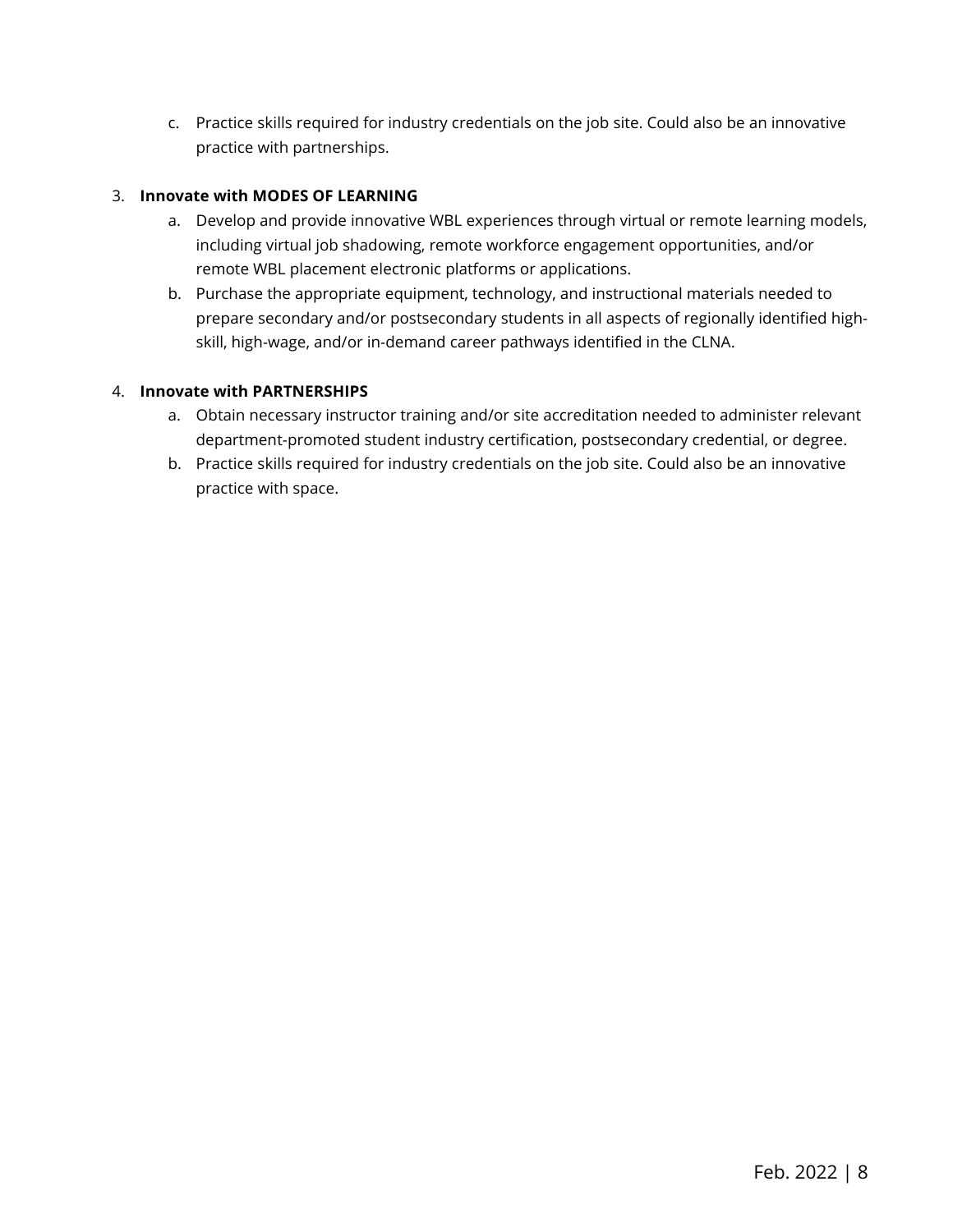c. Practice skills required for industry credentials on the job site. Could also be an innovative practice with partnerships.

3. **Innovate with MODES OF LEARNING**
    a. Develop and provide innovative WBL experiences through virtual or remote learning models, including virtual job shadowing, remote workforce engagement opportunities, and/or remote WBL placement electronic platforms or applications.
    b. Purchase the appropriate equipment, technology, and instructional materials needed to prepare secondary and/or postsecondary students in all aspects of regionally identified high-skill, high-wage, and/or in-demand career pathways identified in the CLNA.

4. **Innovate with PARTNERSHIPS**
    a. Obtain necessary instructor training and/or site accreditation needed to administer relevant department-promoted student industry certification, postsecondary credential, or degree.
    b. Practice skills required for industry credentials on the job site. Could also be an innovative practice with space.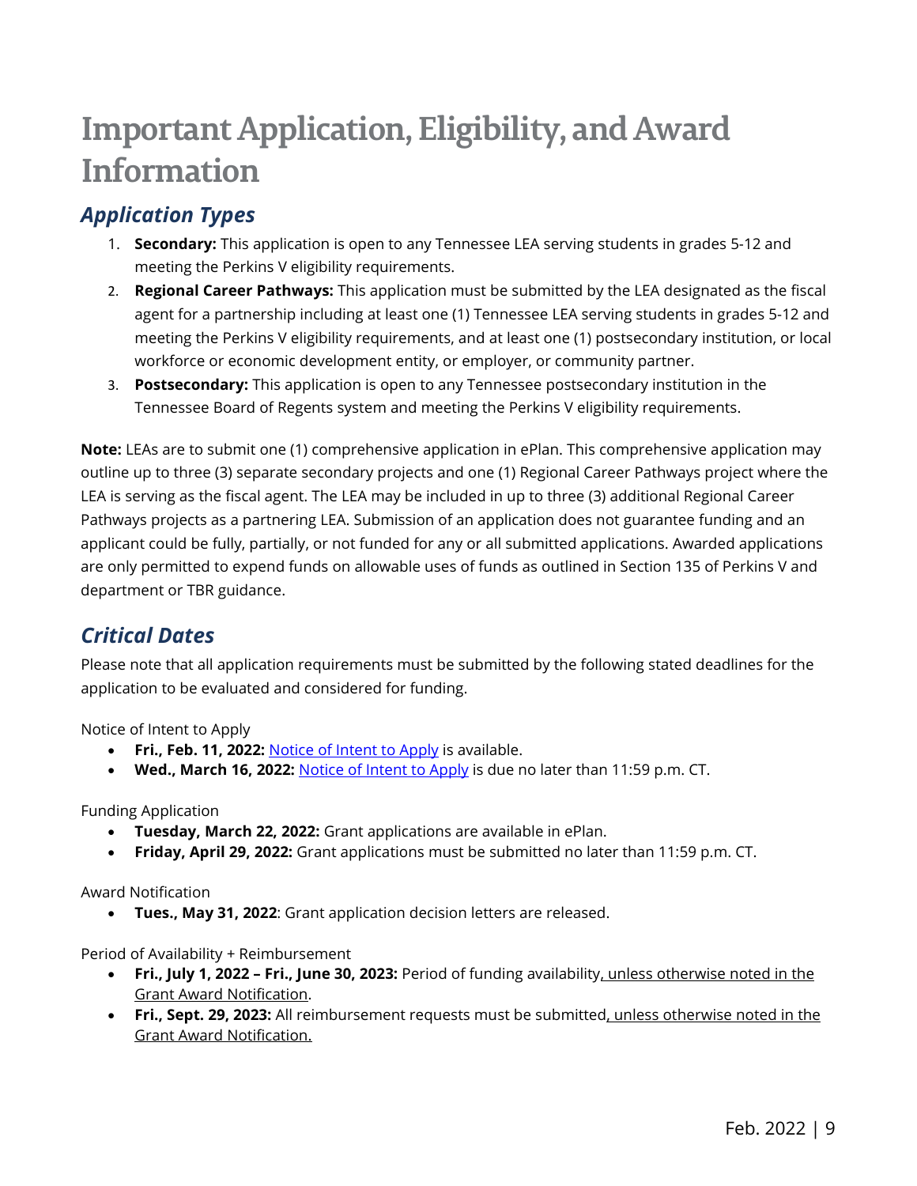# Important Application, Eligibility, and Award Information

## *Application Types*

1. **Secondary:** This application is open to any Tennessee LEA serving students in grades 5-12 and meeting the Perkins V eligibility requirements.
2. **Regional Career Pathways:** This application must be submitted by the LEA designated as the fiscal agent for a partnership including at least one (1) Tennessee LEA serving students in grades 5-12 and meeting the Perkins V eligibility requirements, and at least one (1) postsecondary institution, or local workforce or economic development entity, or employer, or community partner.
3. **Postsecondary:** This application is open to any Tennessee postsecondary institution in the Tennessee Board of Regents system and meeting the Perkins V eligibility requirements.

**Note:** LEAs are to submit one (1) comprehensive application in ePlan. This comprehensive application may outline up to three (3) separate secondary projects and one (1) Regional Career Pathways project where the LEA is serving as the fiscal agent. The LEA may be included in up to three (3) additional Regional Career Pathways projects as a partnering LEA. Submission of an application does not guarantee funding and an applicant could be fully, partially, or not funded for any or all submitted applications. Awarded applications are only permitted to expend funds on allowable uses of funds as outlined in Section 135 of Perkins V and department or TBR guidance.

## *Critical Dates*

Please note that all application requirements must be submitted by the following stated deadlines for the application to be evaluated and considered for funding.

Notice of Intent to Apply

- **Fri., Feb. 11, 2022:** Notice of Intent to Apply is available.
- **Wed., March 16, 2022:** Notice of Intent to Apply is due no later than 11:59 p.m. CT.

Funding Application

- **Tuesday, March 22, 2022:** Grant applications are available in ePlan.
- **Friday, April 29, 2022:** Grant applications must be submitted no later than 11:59 p.m. CT.

Award Notification

- **Tues., May 31, 2022**: Grant application decision letters are released.

Period of Availability + Reimbursement

- **Fri., July 1, 2022 – Fri., June 30, 2023:** Period of funding availability, unless otherwise noted in the Grant Award Notification.
- **Fri., Sept. 29, 2023:** All reimbursement requests must be submitted, unless otherwise noted in the Grant Award Notification.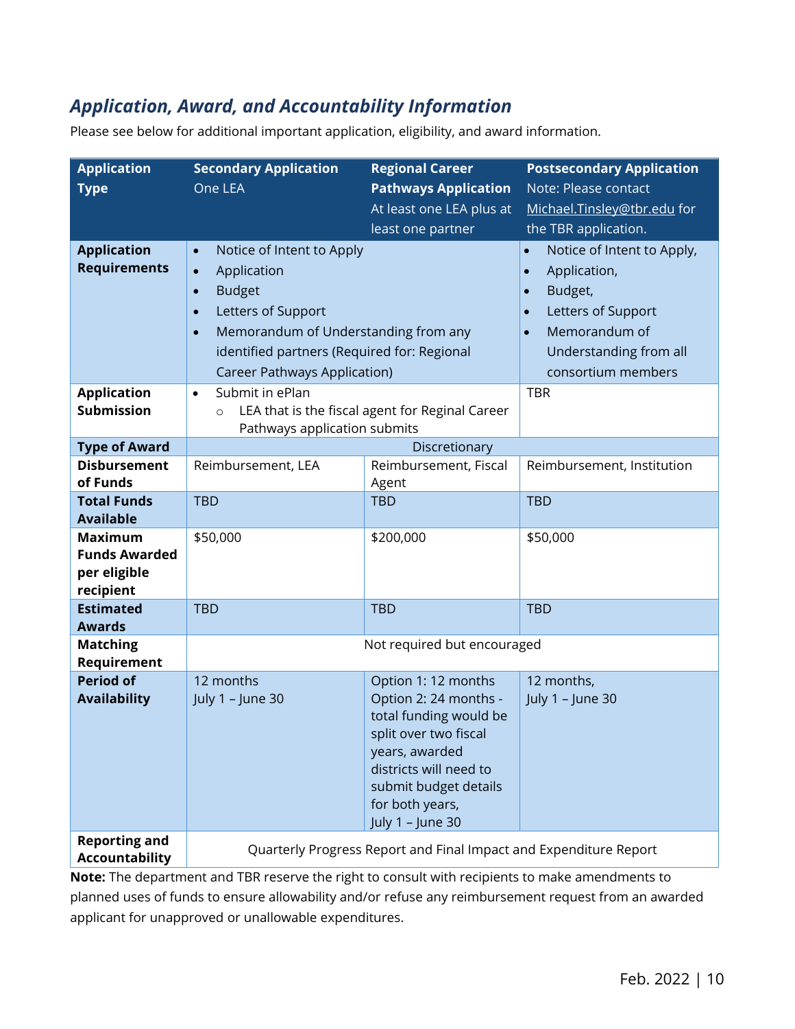## *Application, Award, and Accountability Information*

Please see below for additional important application, eligibility, and award information.

| Application Type | Secondary Application<br>One LEA | Regional Career Pathways Application<br>At least one LEA plus at least one partner | Postsecondary Application<br>Note: Please contact Michael.Tinsley@tbr.edu for the TBR application. |
|---|---|---|---|
| **Application Requirements** | • Notice of Intent to Apply<br>• Application<br>• Budget<br>• Letters of Support<br>• Memorandum of Understanding from any identified partners (Required for: Regional Career Pathways Application) | | • Notice of Intent to Apply,<br>• Application,<br>• Budget,<br>• Letters of Support<br>• Memorandum of Understanding from all consortium members |
| **Application Submission** | • Submit in ePlan<br>  ○ LEA that is the fiscal agent for Reginal Career Pathways application submits | | TBR |
| **Type of Award** | Discretionary | | |
| **Disbursement of Funds** | Reimbursement, LEA | Reimbursement, Fiscal Agent | Reimbursement, Institution |
| **Total Funds Available** | TBD | TBD | TBD |
| **Maximum Funds Awarded per eligible recipient** | $50,000 | $200,000 | $50,000 |
| **Estimated Awards** | TBD | TBD | TBD |
| **Matching Requirement** | Not required but encouraged | | |
| **Period of Availability** | 12 months<br>July 1 – June 30 | Option 1: 12 months<br>Option 2: 24 months - total funding would be split over two fiscal years, awarded districts will need to submit budget details for both years,<br>July 1 – June 30 | 12 months,<br>July 1 – June 30 |
| **Reporting and Accountability** | Quarterly Progress Report and Final Impact and Expenditure Report | | |

**Note:** The department and TBR reserve the right to consult with recipients to make amendments to planned uses of funds to ensure allowability and/or refuse any reimbursement request from an awarded applicant for unapproved or unallowable expenditures.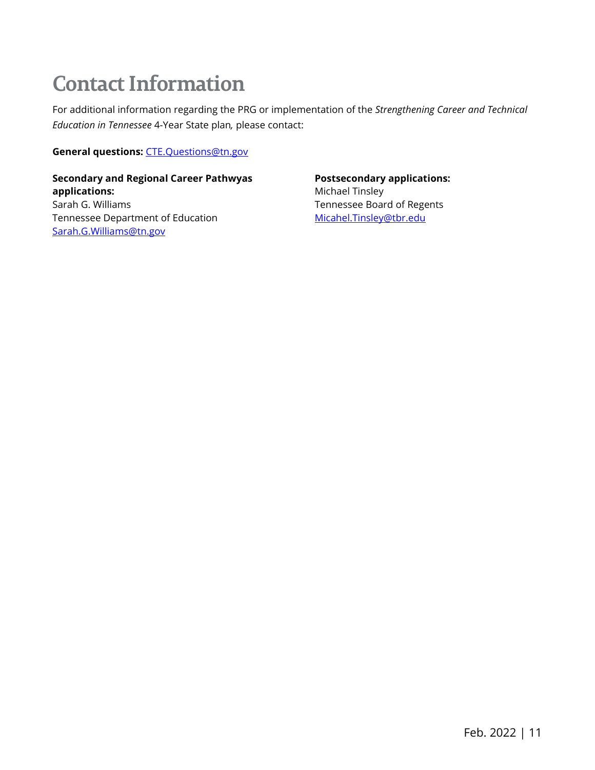# Contact Information

For additional information regarding the PRG or implementation of the *Strengthening Career and Technical Education in Tennessee* 4-Year State plan, please contact:

**General questions:** CTE.Questions@tn.gov

**Secondary and Regional Career Pathwyas applications:**
Sarah G. Williams
Tennessee Department of Education
Sarah.G.Williams@tn.gov

**Postsecondary applications:**
Michael Tinsley
Tennessee Board of Regents
Micahel.Tinsley@tbr.edu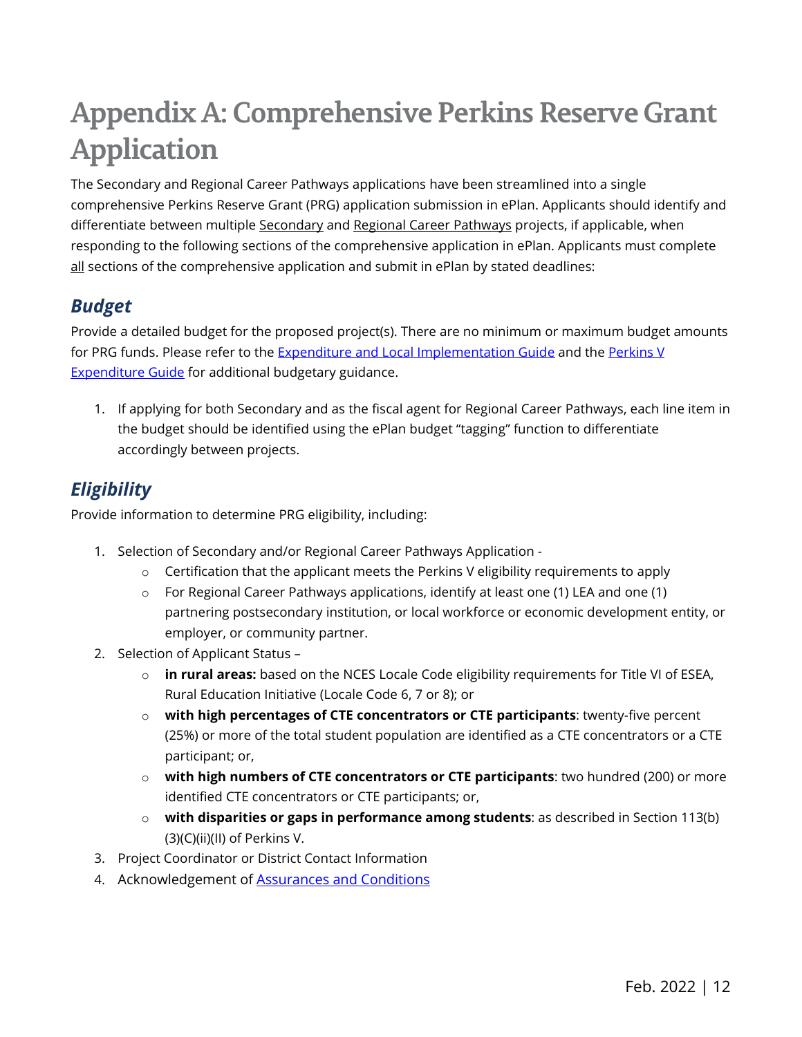# Appendix A: Comprehensive Perkins Reserve Grant Application

The Secondary and Regional Career Pathways applications have been streamlined into a single comprehensive Perkins Reserve Grant (PRG) application submission in ePlan. Applicants should identify and differentiate between multiple Secondary and Regional Career Pathways projects, if applicable, when responding to the following sections of the comprehensive application in ePlan. Applicants must complete all sections of the comprehensive application and submit in ePlan by stated deadlines:

## *Budget*

Provide a detailed budget for the proposed project(s). There are no minimum or maximum budget amounts for PRG funds. Please refer to the [Expenditure and Local Implementation Guide]() and the [Perkins V Expenditure Guide]() for additional budgetary guidance.

1. If applying for both Secondary and as the fiscal agent for Regional Career Pathways, each line item in the budget should be identified using the ePlan budget "tagging" function to differentiate accordingly between projects.

## *Eligibility*

Provide information to determine PRG eligibility, including:

1. Selection of Secondary and/or Regional Career Pathways Application -
   - Certification that the applicant meets the Perkins V eligibility requirements to apply
   - For Regional Career Pathways applications, identify at least one (1) LEA and one (1) partnering postsecondary institution, or local workforce or economic development entity, or employer, or community partner.
2. Selection of Applicant Status –
   - **in rural areas:** based on the NCES Locale Code eligibility requirements for Title VI of ESEA, Rural Education Initiative (Locale Code 6, 7 or 8); or
   - **with high percentages of CTE concentrators or CTE participants**: twenty-five percent (25%) or more of the total student population are identified as a CTE concentrators or a CTE participant; or,
   - **with high numbers of CTE concentrators or CTE participants**: two hundred (200) or more identified CTE concentrators or CTE participants; or,
   - **with disparities or gaps in performance among students**: as described in Section 113(b)(3)(C)(ii)(II) of Perkins V.
3. Project Coordinator or District Contact Information
4. Acknowledgement of [Assurances and Conditions]()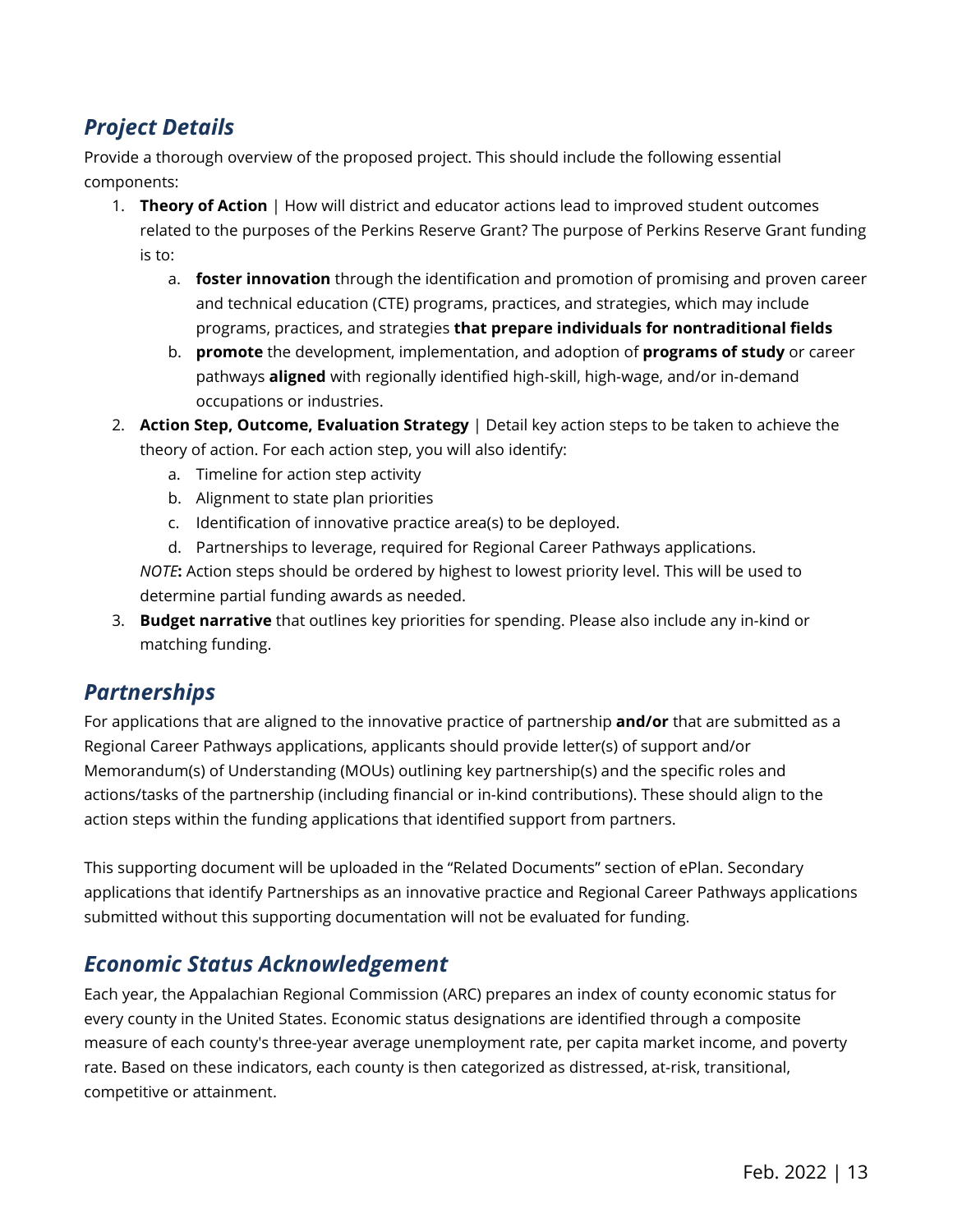## *Project Details*

Provide a thorough overview of the proposed project. This should include the following essential components:

1. **Theory of Action** | How will district and educator actions lead to improved student outcomes related to the purposes of the Perkins Reserve Grant? The purpose of Perkins Reserve Grant funding is to:
    a. **foster innovation** through the identification and promotion of promising and proven career and technical education (CTE) programs, practices, and strategies, which may include programs, practices, and strategies **that prepare individuals for nontraditional fields**
    b. **promote** the development, implementation, and adoption of **programs of study** or career pathways **aligned** with regionally identified high-skill, high-wage, and/or in-demand occupations or industries.
2. **Action Step, Outcome, Evaluation Strategy** | Detail key action steps to be taken to achieve the theory of action. For each action step, you will also identify:
    a. Timeline for action step activity
    b. Alignment to state plan priorities
    c. Identification of innovative practice area(s) to be deployed.
    d. Partnerships to leverage, required for Regional Career Pathways applications.

    *NOTE***:** Action steps should be ordered by highest to lowest priority level. This will be used to determine partial funding awards as needed.
3. **Budget narrative** that outlines key priorities for spending. Please also include any in-kind or matching funding.

## *Partnerships*

For applications that are aligned to the innovative practice of partnership **and/or** that are submitted as a Regional Career Pathways applications, applicants should provide letter(s) of support and/or Memorandum(s) of Understanding (MOUs) outlining key partnership(s) and the specific roles and actions/tasks of the partnership (including financial or in-kind contributions). These should align to the action steps within the funding applications that identified support from partners.

This supporting document will be uploaded in the "Related Documents" section of ePlan. Secondary applications that identify Partnerships as an innovative practice and Regional Career Pathways applications submitted without this supporting documentation will not be evaluated for funding.

## *Economic Status Acknowledgement*

Each year, the Appalachian Regional Commission (ARC) prepares an index of county economic status for every county in the United States. Economic status designations are identified through a composite measure of each county's three-year average unemployment rate, per capita market income, and poverty rate. Based on these indicators, each county is then categorized as distressed, at-risk, transitional, competitive or attainment.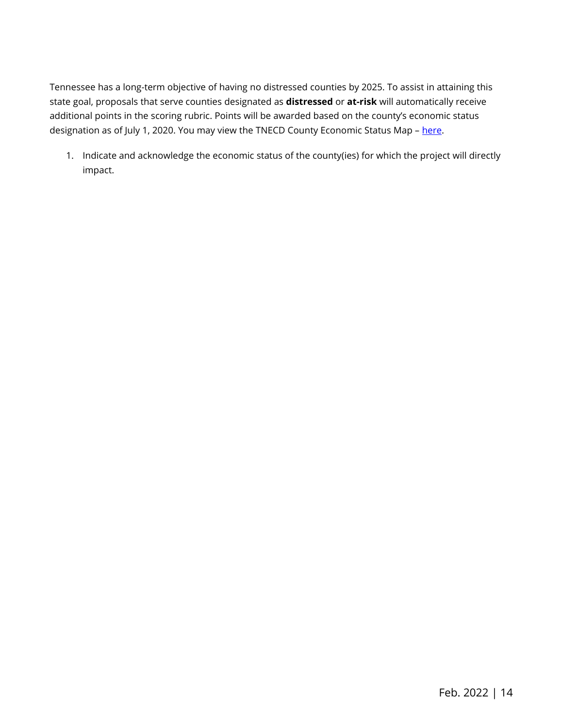Tennessee has a long-term objective of having no distressed counties by 2025. To assist in attaining this state goal, proposals that serve counties designated as **distressed** or **at-risk** will automatically receive additional points in the scoring rubric. Points will be awarded based on the county's economic status designation as of July 1, 2020. You may view the TNECD County Economic Status Map – here.

1. Indicate and acknowledge the economic status of the county(ies) for which the project will directly impact.